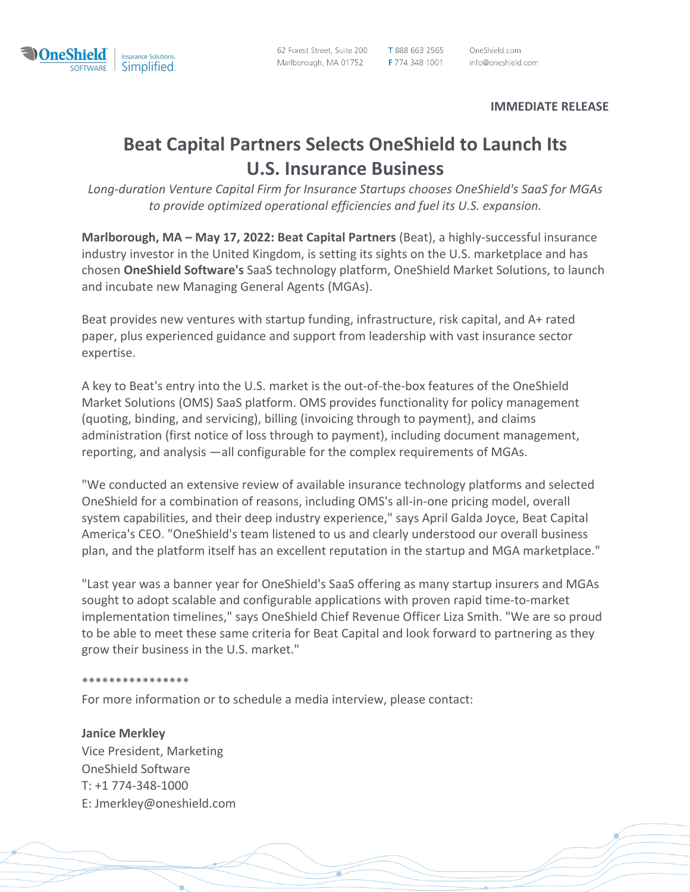OneShield SOFTWARE | Insurance Solutions. Simplified.

62 Forest Street, Suite 200
Marlborough, MA 01752

T 888 663 2565
F 774 348 1001

OneShield.com
info@oneshield.com

**IMMEDIATE RELEASE**

# Beat Capital Partners Selects OneShield to Launch Its U.S. Insurance Business

*Long-duration Venture Capital Firm for Insurance Startups chooses OneShield's SaaS for MGAs to provide optimized operational efficiencies and fuel its U.S. expansion.*

**Marlborough, MA – May 17, 2022: Beat Capital Partners** (Beat), a highly-successful insurance industry investor in the United Kingdom, is setting its sights on the U.S. marketplace and has chosen **OneShield Software's** SaaS technology platform, OneShield Market Solutions, to launch and incubate new Managing General Agents (MGAs).

Beat provides new ventures with startup funding, infrastructure, risk capital, and A+ rated paper, plus experienced guidance and support from leadership with vast insurance sector expertise.

A key to Beat's entry into the U.S. market is the out-of-the-box features of the OneShield Market Solutions (OMS) SaaS platform. OMS provides functionality for policy management (quoting, binding, and servicing), billing (invoicing through to payment), and claims administration (first notice of loss through to payment), including document management, reporting, and analysis —all configurable for the complex requirements of MGAs.

"We conducted an extensive review of available insurance technology platforms and selected OneShield for a combination of reasons, including OMS's all-in-one pricing model, overall system capabilities, and their deep industry experience," says April Galda Joyce, Beat Capital America's CEO. "OneShield's team listened to us and clearly understood our overall business plan, and the platform itself has an excellent reputation in the startup and MGA marketplace."

"Last year was a banner year for OneShield's SaaS offering as many startup insurers and MGAs sought to adopt scalable and configurable applications with proven rapid time-to-market implementation timelines," says OneShield Chief Revenue Officer Liza Smith. "We are so proud to be able to meet these same criteria for Beat Capital and look forward to partnering as they grow their business in the U.S. market."

****************

For more information or to schedule a media interview, please contact:

**Janice Merkley**
Vice President, Marketing
OneShield Software
T: +1 774-348-1000
E: Jmerkley@oneshield.com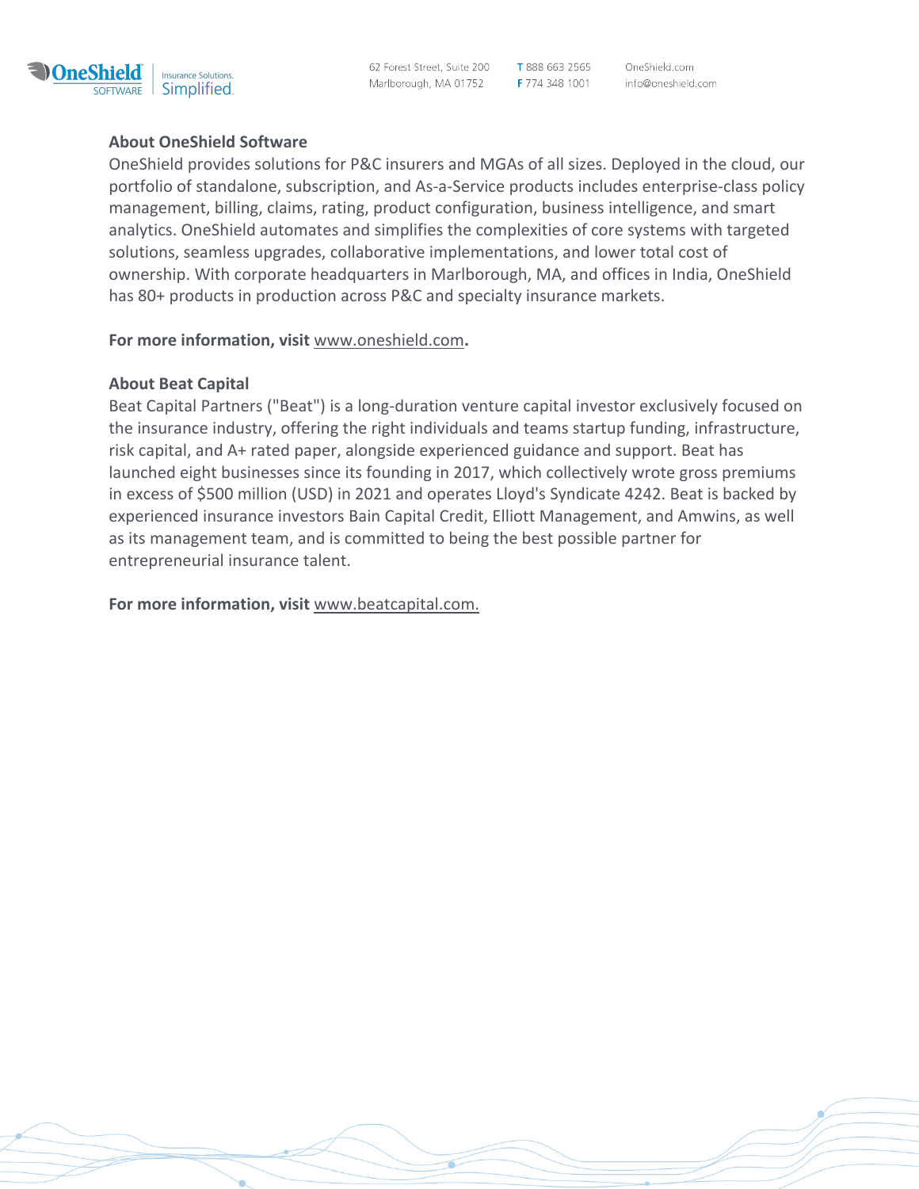**About OneShield Software**

OneShield provides solutions for P&C insurers and MGAs of all sizes. Deployed in the cloud, our portfolio of standalone, subscription, and As-a-Service products includes enterprise-class policy management, billing, claims, rating, product configuration, business intelligence, and smart analytics. OneShield automates and simplifies the complexities of core systems with targeted solutions, seamless upgrades, collaborative implementations, and lower total cost of ownership. With corporate headquarters in Marlborough, MA, and offices in India, OneShield has 80+ products in production across P&C and specialty insurance markets.

**For more information, visit** www.oneshield.com**.**

**About Beat Capital**

Beat Capital Partners ("Beat") is a long-duration venture capital investor exclusively focused on the insurance industry, offering the right individuals and teams startup funding, infrastructure, risk capital, and A+ rated paper, alongside experienced guidance and support. Beat has launched eight businesses since its founding in 2017, which collectively wrote gross premiums in excess of $500 million (USD) in 2021 and operates Lloyd's Syndicate 4242. Beat is backed by experienced insurance investors Bain Capital Credit, Elliott Management, and Amwins, as well as its management team, and is committed to being the best possible partner for entrepreneurial insurance talent.

**For more information, visit** www.beatcapital.com.